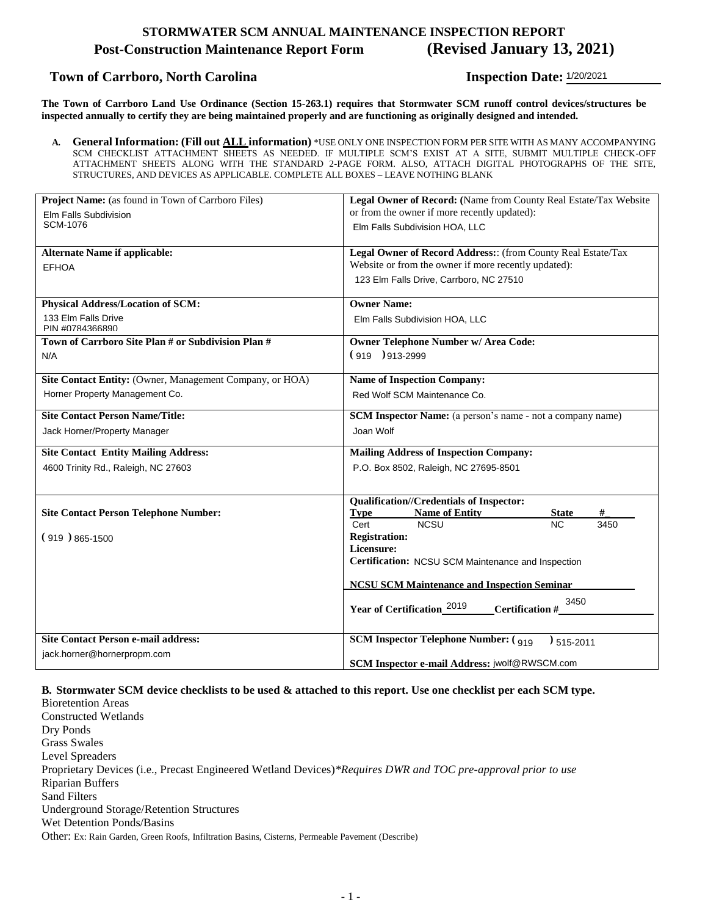# STORMWATER SCM ANNUAL MAINTENANCE INSPECTION REPORT

## Post-Construction Maintenance Report Form (Revised January 13, 2021)

**Town of Carrboro, North Carolina** **Inspection Date:** 1/20/2021

**The Town of Carrboro Land Use Ordinance (Section 15-263.1) requires that Stormwater SCM runoff control devices/structures be inspected annually to certify they are being maintained properly and are functioning as originally designed and intended.**

**A. General Information: (Fill out ALL information)** *USE ONLY ONE INSPECTION FORM PER SITE WITH AS MANY ACCOMPANYING SCM CHECKLIST ATTACHMENT SHEETS AS NEEDED. IF MULTIPLE SCM'S EXIST AT A SITE, SUBMIT MULTIPLE CHECK-OFF ATTACHMENT SHEETS ALONG WITH THE STANDARD 2-PAGE FORM. ALSO, ATTACH DIGITAL PHOTOGRAPHS OF THE SITE, STRUCTURES, AND DEVICES AS APPLICABLE. COMPLETE ALL BOXES – LEAVE NOTHING BLANK

| | |
|---|---|
| **Project Name:** (as found in Town of Carrboro Files)<br>Elm Falls Subdivision<br>SCM-1076 | **Legal Owner of Record: (**Name from County Real Estate/Tax Website or from the owner if more recently updated):<br>Elm Falls Subdivision HOA, LLC |
| **Alternate Name if applicable:**<br>EFHOA | **Legal Owner of Record Address:**: (from County Real Estate/Tax Website or from the owner if more recently updated):<br>123 Elm Falls Drive, Carrboro, NC 27510 |
| **Physical Address/Location of SCM:**<br>133 Elm Falls Drive<br>PIN #0784366890 | **Owner Name:**<br>Elm Falls Subdivision HOA, LLC |
| **Town of Carrboro Site Plan # or Subdivision Plan #**<br>N/A | **Owner Telephone Number w/ Area Code:**<br>( 919 ) 913-2999 |
| **Site Contact Entity:** (Owner, Management Company, or HOA)<br>Horner Property Management Co. | **Name of Inspection Company:**<br>Red Wolf SCM Maintenance Co. |
| **Site Contact Person Name/Title:**<br>Jack Horner/Property Manager | **SCM Inspector Name:** (a person's name - not a company name)<br>Joan Wolf |
| **Site Contact Entity Mailing Address:**<br>4600 Trinity Rd., Raleigh, NC 27603 | **Mailing Address of Inspection Company:**<br>P.O. Box 8502, Raleigh, NC 27695-8501 |
| **Site Contact Person Telephone Number:**<br>( 919 ) 865-1500 | **Qualification//Credentials of Inspector:**<br>**Type** / **Name of Entity** / **State** / **#**<br>Cert / NCSU / NC / 3450<br>**Registration:**<br>**Licensure:**<br>**Certification:** NCSU SCM Maintenance and Inspection<br>**NCSU SCM Maintenance and Inspection Seminar**<br>**Year of Certification** 2019 **Certification #** 3450 |
| **Site Contact Person e-mail address:**<br>jack.horner@hornerpropm.com | **SCM Inspector Telephone Number:** ( 919 ) 515-2011<br>**SCM Inspector e-mail Address:** jwolf@RWSCM.com |

**B. Stormwater SCM device checklists to be used & attached to this report. Use one checklist per each SCM type.**

Bioretention Areas
Constructed Wetlands
Dry Ponds
Grass Swales
Level Spreaders
Proprietary Devices (i.e., Precast Engineered Wetland Devices)*Requires DWR and TOC pre-approval prior to use*
Riparian Buffers
Sand Filters
Underground Storage/Retention Structures
Wet Detention Ponds/Basins
Other: Ex: Rain Garden, Green Roofs, Infiltration Basins, Cisterns, Permeable Pavement (Describe)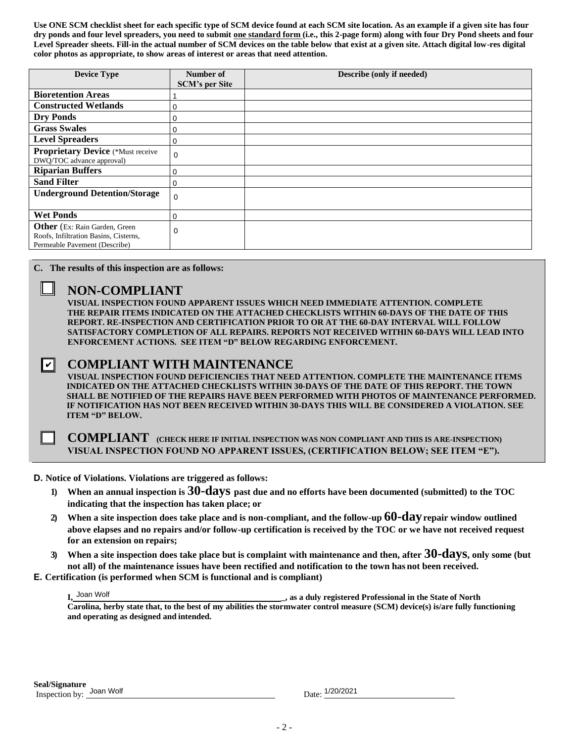**Use ONE SCM checklist sheet for each specific type of SCM device found at each SCM site location. As an example if a given site has four dry ponds and four level spreaders, you need to submit one standard form (i.e., this 2-page form) along with four Dry Pond sheets and four Level Spreader sheets. Fill-in the actual number of SCM devices on the table below that exist at a given site. Attach digital low-res digital color photos as appropriate, to show areas of interest or areas that need attention.**

| Device Type | Number of SCM's per Site | Describe (only if needed) |
|---|---|---|
| **Bioretention Areas** | 1 | |
| **Constructed Wetlands** | 0 | |
| **Dry Ponds** | 0 | |
| **Grass Swales** | 0 | |
| **Level Spreaders** | 0 | |
| **Proprietary Device** (*Must receive DWQ/TOC advance approval) | 0 | |
| **Riparian Buffers** | 0 | |
| **Sand Filter** | 0 | |
| **Underground Detention/Storage** | 0 | |
| **Wet Ponds** | 0 | |
| **Other** (Ex: Rain Garden, Green Roofs, Infiltration Basins, Cisterns, Permeable Pavement (Describe) | 0 | |

**C. The results of this inspection are as follows:**

☐ **NON-COMPLIANT**

**VISUAL INSPECTION FOUND APPARENT ISSUES WHICH NEED IMMEDIATE ATTENTION. COMPLETE THE REPAIR ITEMS INDICATED ON THE ATTACHED CHECKLISTS WITHIN 60-DAYS OF THE DATE OF THIS REPORT. RE-INSPECTION AND CERTIFICATION PRIOR TO OR AT THE 60-DAY INTERVAL WILL FOLLOW SATISFACTORY COMPLETION OF ALL REPAIRS. REPORTS NOT RECEIVED WITHIN 60-DAYS WILL LEAD INTO ENFORCEMENT ACTIONS. SEE ITEM "D" BELOW REGARDING ENFORCEMENT.**

☑ **COMPLIANT WITH MAINTENANCE**

**VISUAL INSPECTION FOUND DEFICIENCIES THAT NEED ATTENTION. COMPLETE THE MAINTENANCE ITEMS INDICATED ON THE ATTACHED CHECKLISTS WITHIN 30-DAYS OF THE DATE OF THIS REPORT. THE TOWN SHALL BE NOTIFIED OF THE REPAIRS HAVE BEEN PERFORMED WITH PHOTOS OF MAINTENANCE PERFORMED. IF NOTIFICATION HAS NOT BEEN RECEIVED WITHIN 30-DAYS THIS WILL BE CONSIDERED A VIOLATION. SEE ITEM "D" BELOW.**

☐ **COMPLIANT** **(CHECK HERE IF INITIAL INSPECTION WAS NON COMPLIANT AND THIS IS ARE-INSPECTION)**
**VISUAL INSPECTION FOUND NO APPARENT ISSUES, (CERTIFICATION BELOW; SEE ITEM "E").**

**D. Notice of Violations. Violations are triggered as follows:**

1) **When an annual inspection is 30-days past due and no efforts have been documented (submitted) to the TOC indicating that the inspection has taken place; or**
2) **When a site inspection does take place and is non-compliant, and the follow-up 60-day repair window outlined above elapses and no repairs and/or follow-up certification is received by the TOC or we have not received request for an extension on repairs;**
3) **When a site inspection does take place but is complaint with maintenance and then, after 30-days, only some (but not all) of the maintenance issues have been rectified and notification to the town has not been received.**

**E. Certification (is performed when SCM is functional and is compliant)**

**I,** Joan Wolf **, as a duly registered Professional in the State of North Carolina, herby state that, to the best of my abilities the stormwater control measure (SCM) device(s) is/are fully functioning and operating as designed and intended.**

**Seal/Signature**

Inspection by: Joan Wolf

Date: 1/20/2021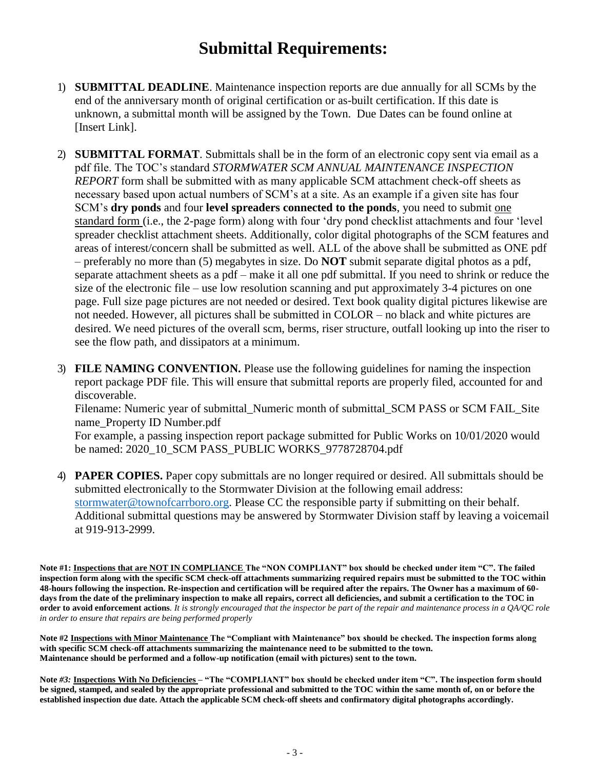# Submittal Requirements:

1) **SUBMITTAL DEADLINE**. Maintenance inspection reports are due annually for all SCMs by the end of the anniversary month of original certification or as-built certification. If this date is unknown, a submittal month will be assigned by the Town. Due Dates can be found online at [Insert Link].

2) **SUBMITTAL FORMAT**. Submittals shall be in the form of an electronic copy sent via email as a pdf file. The TOC's standard *STORMWATER SCM ANNUAL MAINTENANCE INSPECTION REPORT* form shall be submitted with as many applicable SCM attachment check-off sheets as necessary based upon actual numbers of SCM's at a site. As an example if a given site has four SCM's **dry ponds** and four **level spreaders connected to the ponds**, you need to submit one standard form (i.e., the 2-page form) along with four 'dry pond checklist attachments and four 'level spreader checklist attachment sheets. Additionally, color digital photographs of the SCM features and areas of interest/concern shall be submitted as well. ALL of the above shall be submitted as ONE pdf – preferably no more than (5) megabytes in size. Do **NOT** submit separate digital photos as a pdf, separate attachment sheets as a pdf – make it all one pdf submittal. If you need to shrink or reduce the size of the electronic file – use low resolution scanning and put approximately 3-4 pictures on one page. Full size page pictures are not needed or desired. Text book quality digital pictures likewise are not needed. However, all pictures shall be submitted in COLOR – no black and white pictures are desired. We need pictures of the overall scm, berms, riser structure, outfall looking up into the riser to see the flow path, and dissipators at a minimum.

3) **FILE NAMING CONVENTION.** Please use the following guidelines for naming the inspection report package PDF file. This will ensure that submittal reports are properly filed, accounted for and discoverable.
   Filename: Numeric year of submittal_Numeric month of submittal_SCM PASS or SCM FAIL_Site name_Property ID Number.pdf
   For example, a passing inspection report package submitted for Public Works on 10/01/2020 would be named: 2020_10_SCM PASS_PUBLIC WORKS_9778728704.pdf

4) **PAPER COPIES.** Paper copy submittals are no longer required or desired. All submittals should be submitted electronically to the Stormwater Division at the following email address: stormwater@townofcarrboro.org. Please CC the responsible party if submitting on their behalf. Additional submittal questions may be answered by Stormwater Division staff by leaving a voicemail at 919-913-2999.

**Note #1: Inspections that are NOT IN COMPLIANCE The "NON COMPLIANT" box should be checked under item "C". The failed inspection form along with the specific SCM check-off attachments summarizing required repairs must be submitted to the TOC within 48-hours following the inspection. Re-inspection and certification will be required after the repairs. The Owner has a maximum of 60-days from the date of the preliminary inspection to make all repairs, correct all deficiencies, and submit a certification to the TOC in order to avoid enforcement actions**. *It is strongly encouraged that the inspector be part of the repair and maintenance process in a QA/QC role in order to ensure that repairs are being performed properly*

**Note #2 Inspections with Minor Maintenance The "Compliant with Maintenance" box should be checked. The inspection forms along with specific SCM check-off attachments summarizing the maintenance need to be submitted to the town. Maintenance should be performed and a follow-up notification (email with pictures) sent to the town.**

**Note *#3:* Inspections With No Deficiencies – "The "COMPLIANT" box should be checked under item "C". The inspection form should be signed, stamped, and sealed by the appropriate professional and submitted to the TOC within the same month of, on or before the established inspection due date. Attach the applicable SCM check-off sheets and confirmatory digital photographs accordingly.**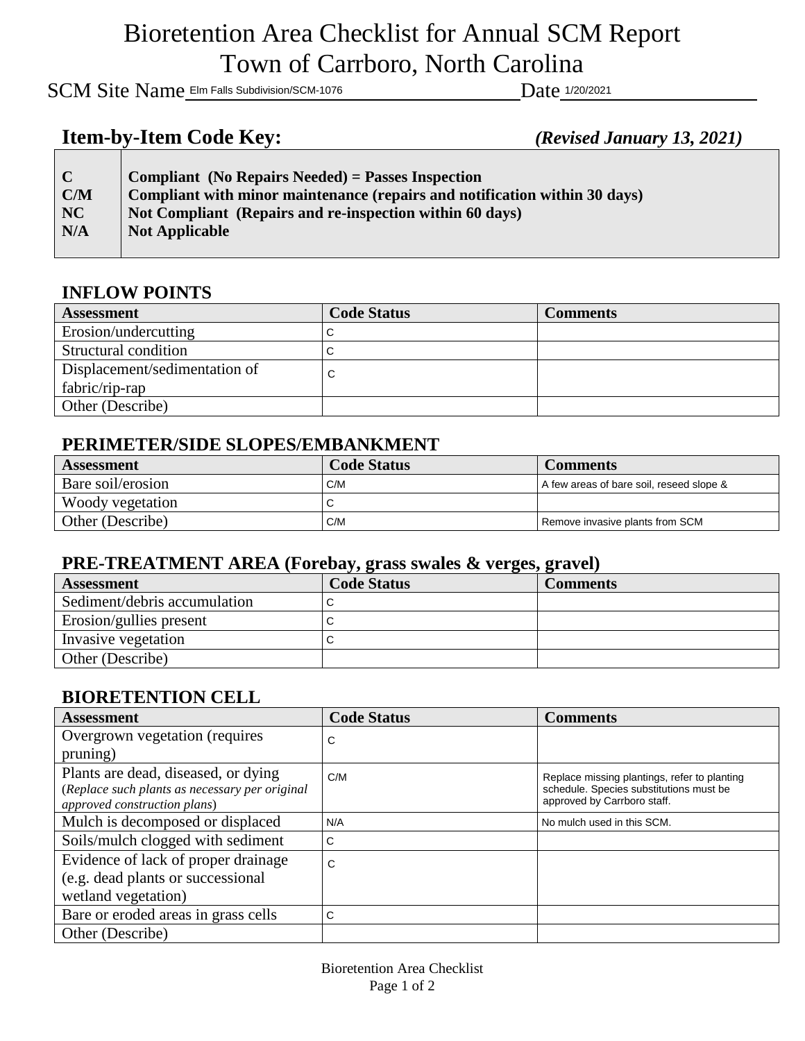# Bioretention Area Checklist for Annual SCM Report
# Town of Carrboro, North Carolina

SCM Site Name Elm Falls Subdivision/SCM-1076 Date 1/20/2021

## Item-by-Item Code Key: *(Revised January 13, 2021)*

| | |
|---|---|
| **C** | **Compliant (No Repairs Needed) = Passes Inspection** |
| **C/M** | **Compliant with minor maintenance (repairs and notification within 30 days)** |
| **NC** | **Not Compliant (Repairs and re-inspection within 60 days)** |
| **N/A** | **Not Applicable** |

### INFLOW POINTS

| Assessment | Code Status | Comments |
|---|---|---|
| Erosion/undercutting | C | |
| Structural condition | C | |
| Displacement/sedimentation of fabric/rip-rap | C | |
| Other (Describe) | | |

### PERIMETER/SIDE SLOPES/EMBANKMENT

| Assessment | Code Status | Comments |
|---|---|---|
| Bare soil/erosion | C/M | A few areas of bare soil, reseed slope & |
| Woody vegetation | C | |
| Other (Describe) | C/M | Remove invasive plants from SCM |

### PRE-TREATMENT AREA (Forebay, grass swales & verges, gravel)

| Assessment | Code Status | Comments |
|---|---|---|
| Sediment/debris accumulation | C | |
| Erosion/gullies present | C | |
| Invasive vegetation | C | |
| Other (Describe) | | |

### BIORETENTION CELL

| Assessment | Code Status | Comments |
|---|---|---|
| Overgrown vegetation (requires pruning) | C | |
| Plants are dead, diseased, or dying (*Replace such plants as necessary per original approved construction plans*) | C/M | Replace missing plantings, refer to planting schedule. Species substitutions must be approved by Carrboro staff. |
| Mulch is decomposed or displaced | N/A | No mulch used in this SCM. |
| Soils/mulch clogged with sediment | C | |
| Evidence of lack of proper drainage (e.g. dead plants or successional wetland vegetation) | C | |
| Bare or eroded areas in grass cells | C | |
| Other (Describe) | | |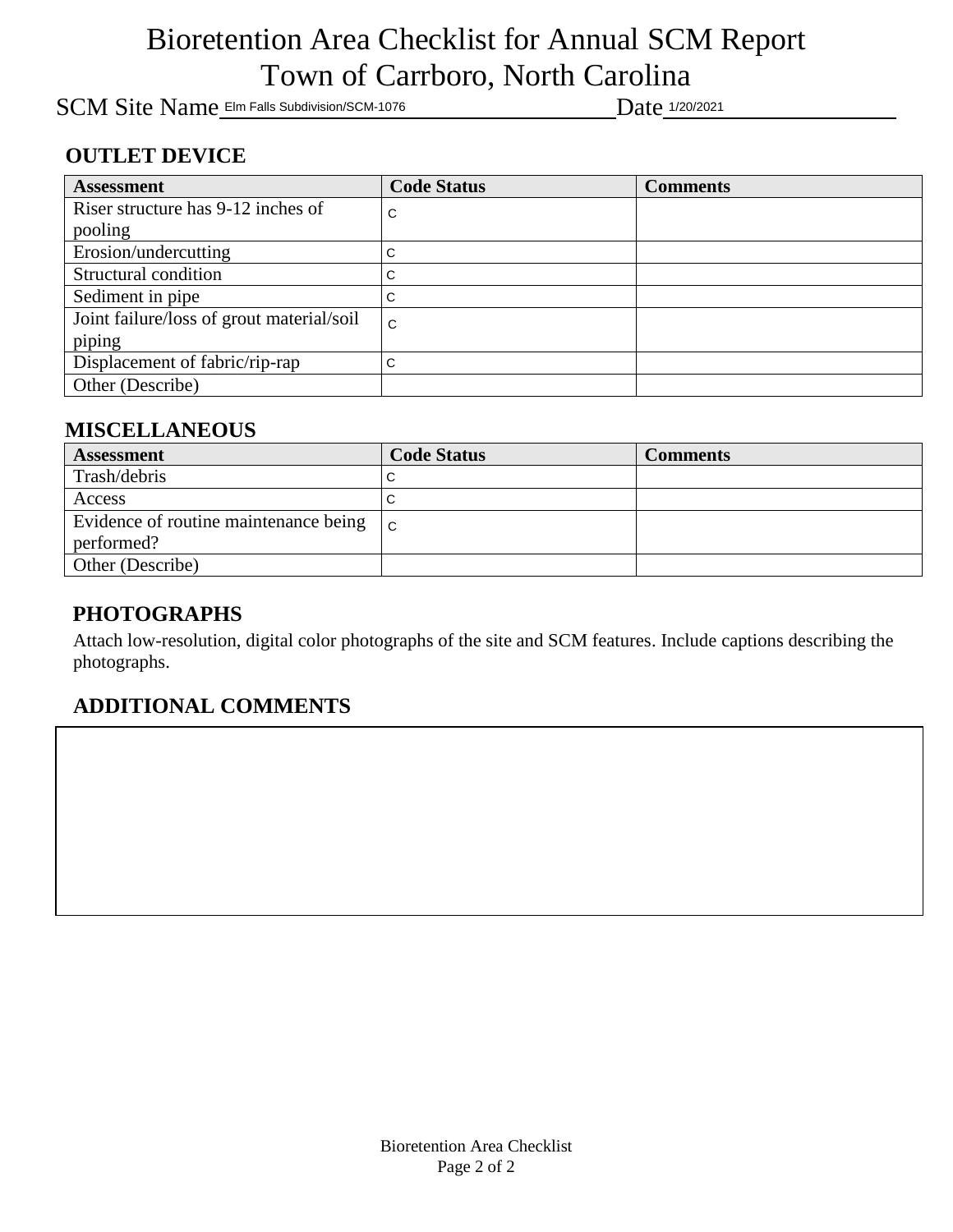# Bioretention Area Checklist for Annual SCM Report
# Town of Carrboro, North Carolina

SCM Site Name Elm Falls Subdivision/SCM-1076 Date 1/20/2021

## OUTLET DEVICE

| Assessment | Code Status | Comments |
|---|---|---|
| Riser structure has 9-12 inches of pooling | C | |
| Erosion/undercutting | C | |
| Structural condition | C | |
| Sediment in pipe | C | |
| Joint failure/loss of grout material/soil piping | C | |
| Displacement of fabric/rip-rap | C | |
| Other (Describe) | | |

## MISCELLANEOUS

| Assessment | Code Status | Comments |
|---|---|---|
| Trash/debris | C | |
| Access | C | |
| Evidence of routine maintenance being performed? | C | |
| Other (Describe) | | |

## PHOTOGRAPHS

Attach low-resolution, digital color photographs of the site and SCM features. Include captions describing the photographs.

## ADDITIONAL COMMENTS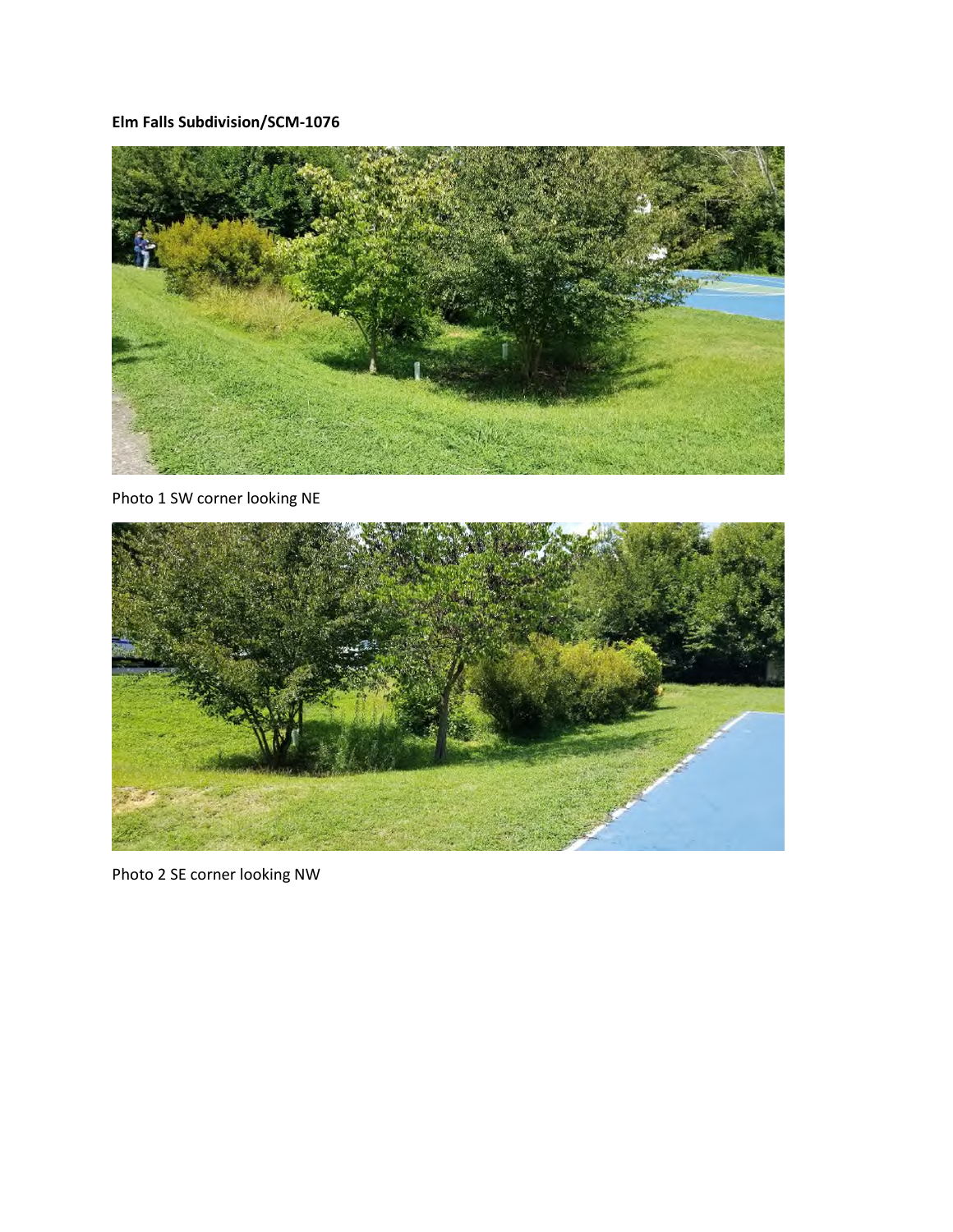**Elm Falls Subdivision/SCM-1076**

Photo 1 SW corner looking NE

Photo 2 SE corner looking NW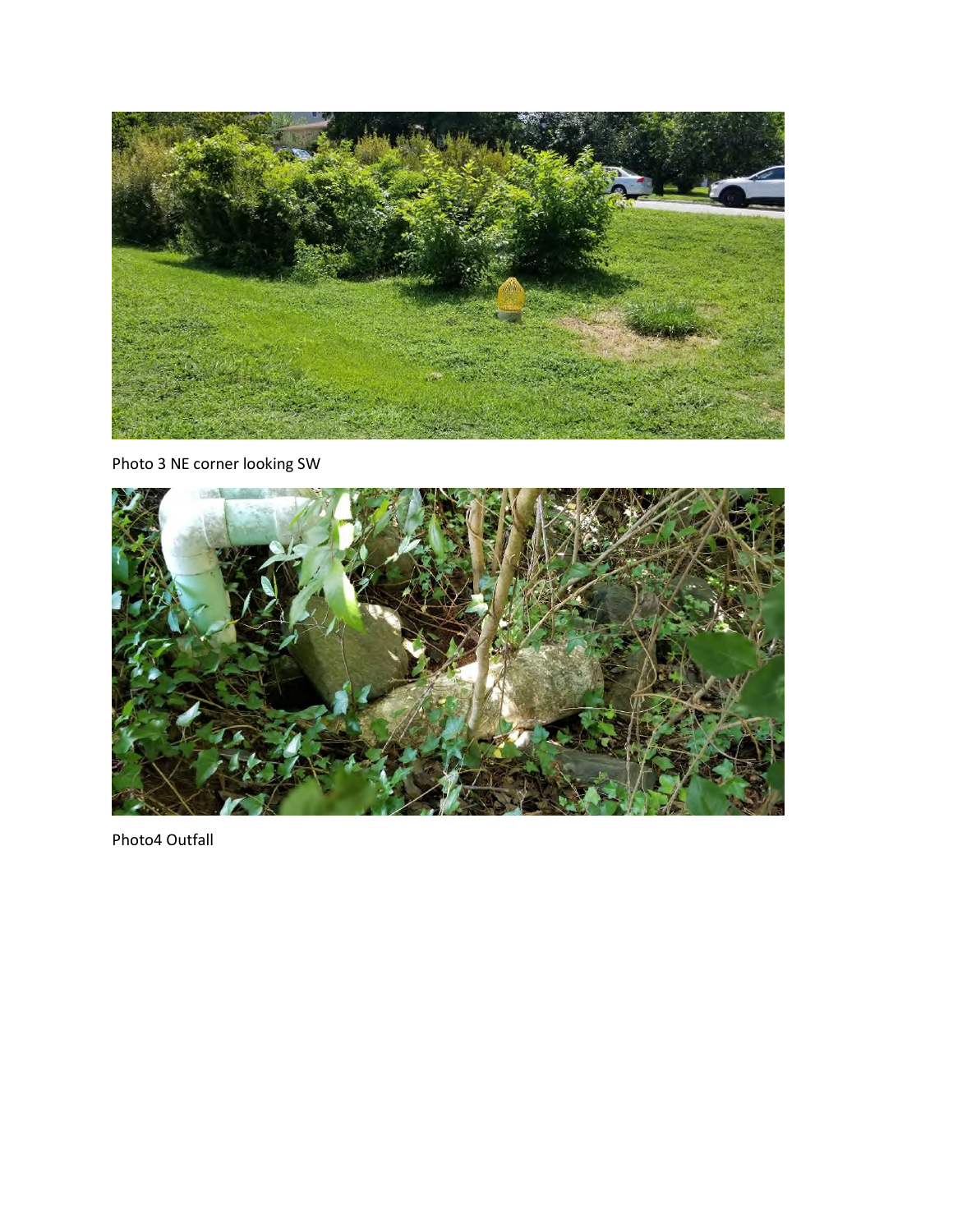Photo 3 NE corner looking SW

Photo4 Outfall